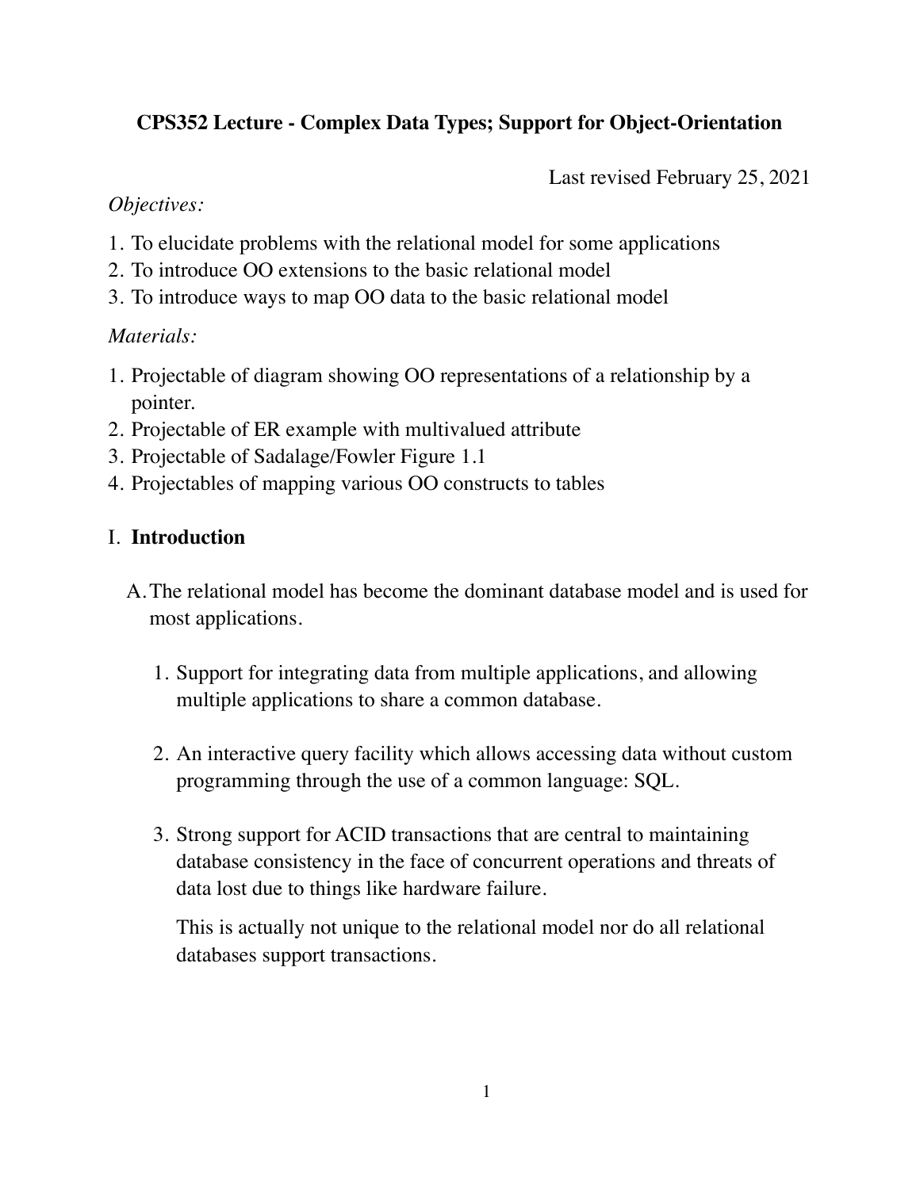**CPS352 Lecture - Complex Data Types; Support for Object-Orientation**

Last revised February 25, 2021

*Objectives:*

1. To elucidate problems with the relational model for some applications
2. To introduce OO extensions to the basic relational model
3. To introduce ways to map OO data to the basic relational model

*Materials:*

1. Projectable of diagram showing OO representations of a relationship by a pointer.
2. Projectable of ER example with multivalued attribute
3. Projectable of Sadalage/Fowler Figure 1.1
4. Projectables of mapping various OO constructs to tables

## I. Introduction

A. The relational model has become the dominant database model and is used for most applications.

1. Support for integrating data from multiple applications, and allowing multiple applications to share a common database.

2. An interactive query facility which allows accessing data without custom programming through the use of a common language: SQL.

3. Strong support for ACID transactions that are central to maintaining database consistency in the face of concurrent operations and threats of data lost due to things like hardware failure.

   This is actually not unique to the relational model nor do all relational databases support transactions.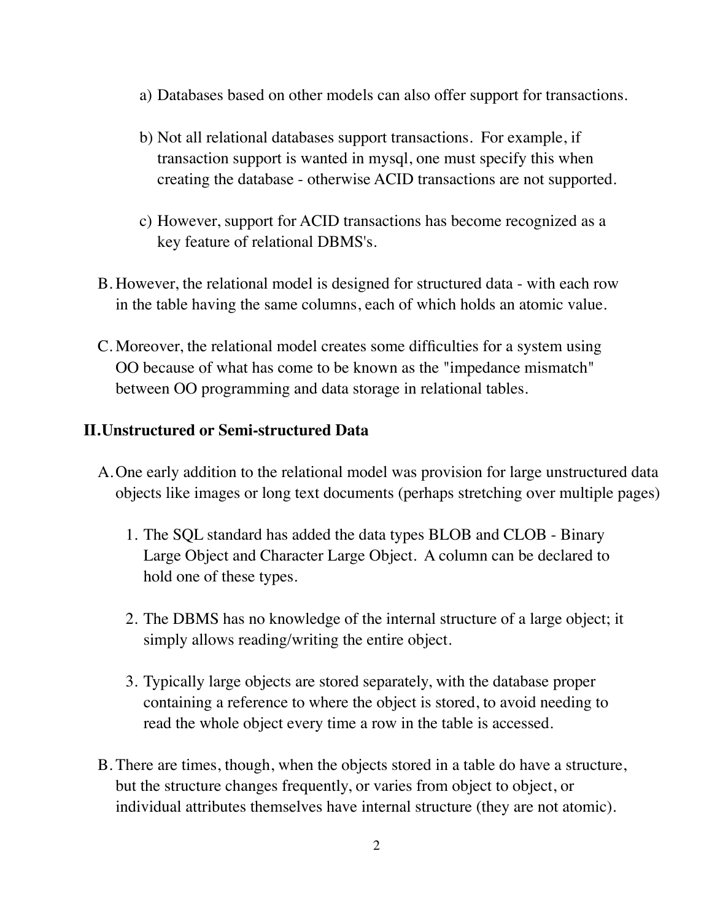a) Databases based on other models can also offer support for transactions.

b) Not all relational databases support transactions. For example, if transaction support is wanted in mysql, one must specify this when creating the database - otherwise ACID transactions are not supported.

c) However, support for ACID transactions has become recognized as a key feature of relational DBMS's.

B. However, the relational model is designed for structured data - with each row in the table having the same columns, each of which holds an atomic value.

C. Moreover, the relational model creates some difficulties for a system using OO because of what has come to be known as the "impedance mismatch" between OO programming and data storage in relational tables.

## II. Unstructured or Semi-structured Data

A. One early addition to the relational model was provision for large unstructured data objects like images or long text documents (perhaps stretching over multiple pages)

1. The SQL standard has added the data types BLOB and CLOB - Binary Large Object and Character Large Object. A column can be declared to hold one of these types.

2. The DBMS has no knowledge of the internal structure of a large object; it simply allows reading/writing the entire object.

3. Typically large objects are stored separately, with the database proper containing a reference to where the object is stored, to avoid needing to read the whole object every time a row in the table is accessed.

B. There are times, though, when the objects stored in a table do have a structure, but the structure changes frequently, or varies from object to object, or individual attributes themselves have internal structure (they are not atomic).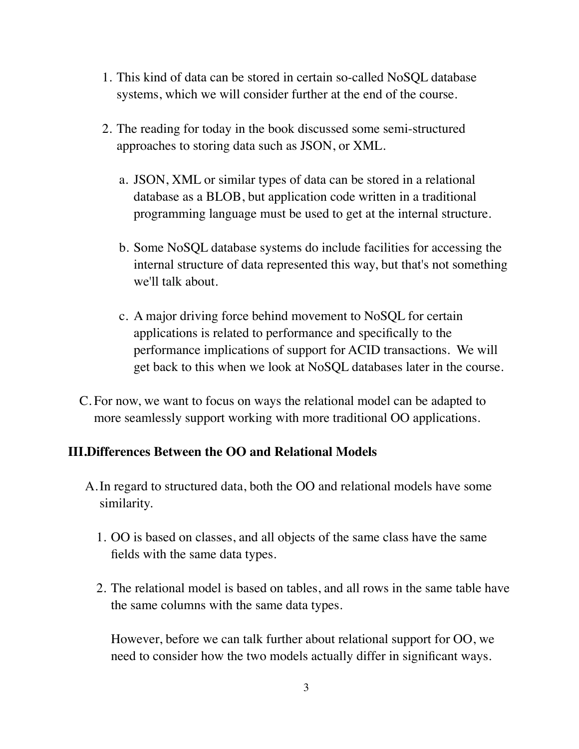1. This kind of data can be stored in certain so-called NoSQL database systems, which we will consider further at the end of the course.

2. The reading for today in the book discussed some semi-structured approaches to storing data such as JSON, or XML.

   a. JSON, XML or similar types of data can be stored in a relational database as a BLOB, but application code written in a traditional programming language must be used to get at the internal structure.

   b. Some NoSQL database systems do include facilities for accessing the internal structure of data represented this way, but that's not something we'll talk about.

   c. A major driving force behind movement to NoSQL for certain applications is related to performance and specifically to the performance implications of support for ACID transactions. We will get back to this when we look at NoSQL databases later in the course.

C. For now, we want to focus on ways the relational model can be adapted to more seamlessly support working with more traditional OO applications.

## III. Differences Between the OO and Relational Models

A. In regard to structured data, both the OO and relational models have some similarity.

1. OO is based on classes, and all objects of the same class have the same fields with the same data types.

2. The relational model is based on tables, and all rows in the same table have the same columns with the same data types.

   However, before we can talk further about relational support for OO, we need to consider how the two models actually differ in significant ways.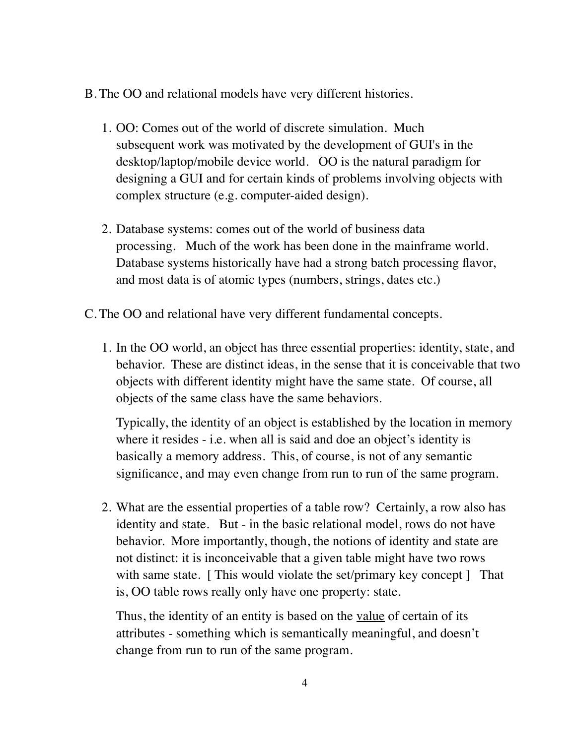B. The OO and relational models have very different histories.

1. OO: Comes out of the world of discrete simulation. Much subsequent work was motivated by the development of GUI's in the desktop/laptop/mobile device world. OO is the natural paradigm for designing a GUI and for certain kinds of problems involving objects with complex structure (e.g. computer-aided design).

2. Database systems: comes out of the world of business data processing. Much of the work has been done in the mainframe world. Database systems historically have had a strong batch processing flavor, and most data is of atomic types (numbers, strings, dates etc.)

C. The OO and relational have very different fundamental concepts.

1. In the OO world, an object has three essential properties: identity, state, and behavior. These are distinct ideas, in the sense that it is conceivable that two objects with different identity might have the same state. Of course, all objects of the same class have the same behaviors.

   Typically, the identity of an object is established by the location in memory where it resides - i.e. when all is said and doe an object's identity is basically a memory address. This, of course, is not of any semantic significance, and may even change from run to run of the same program.

2. What are the essential properties of a table row? Certainly, a row also has identity and state. But - in the basic relational model, rows do not have behavior. More importantly, though, the notions of identity and state are not distinct: it is inconceivable that a given table might have two rows with same state. [ This would violate the set/primary key concept ] That is, OO table rows really only have one property: state.

   Thus, the identity of an entity is based on the <u>value</u> of certain of its attributes - something which is semantically meaningful, and doesn't change from run to run of the same program.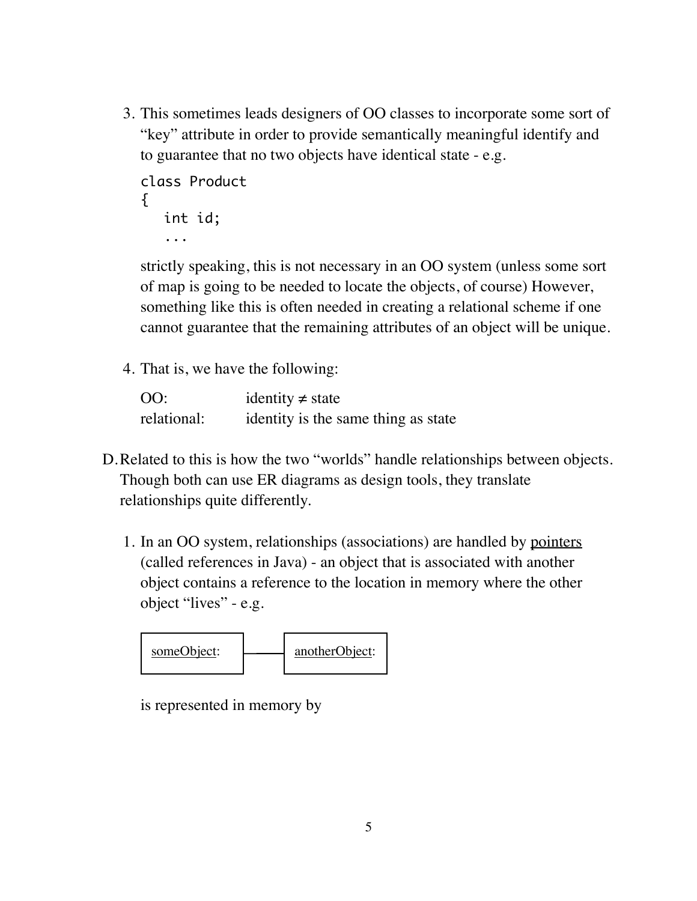3. This sometimes leads designers of OO classes to incorporate some sort of "key" attribute in order to provide semantically meaningful identify and to guarantee that no two objects have identical state - e.g.

   ```
   class Product
   {
      int id;
      ...
   ```

   strictly speaking, this is not necessary in an OO system (unless some sort of map is going to be needed to locate the objects, of course) However, something like this is often needed in creating a relational scheme if one cannot guarantee that the remaining attributes of an object will be unique.

4. That is, we have the following:

   | | |
   |---|---|
   | OO: | identity ≠ state |
   | relational: | identity is the same thing as state |

D. Related to this is how the two "worlds" handle relationships between objects. Though both can use ER diagrams as design tools, they translate relationships quite differently.

1. In an OO system, relationships (associations) are handled by <u>pointers</u> (called references in Java) - an object that is associated with another object contains a reference to the location in memory where the other object "lives" - e.g.

   <u>someObject</u>: ——— <u>anotherObject</u>:

   is represented in memory by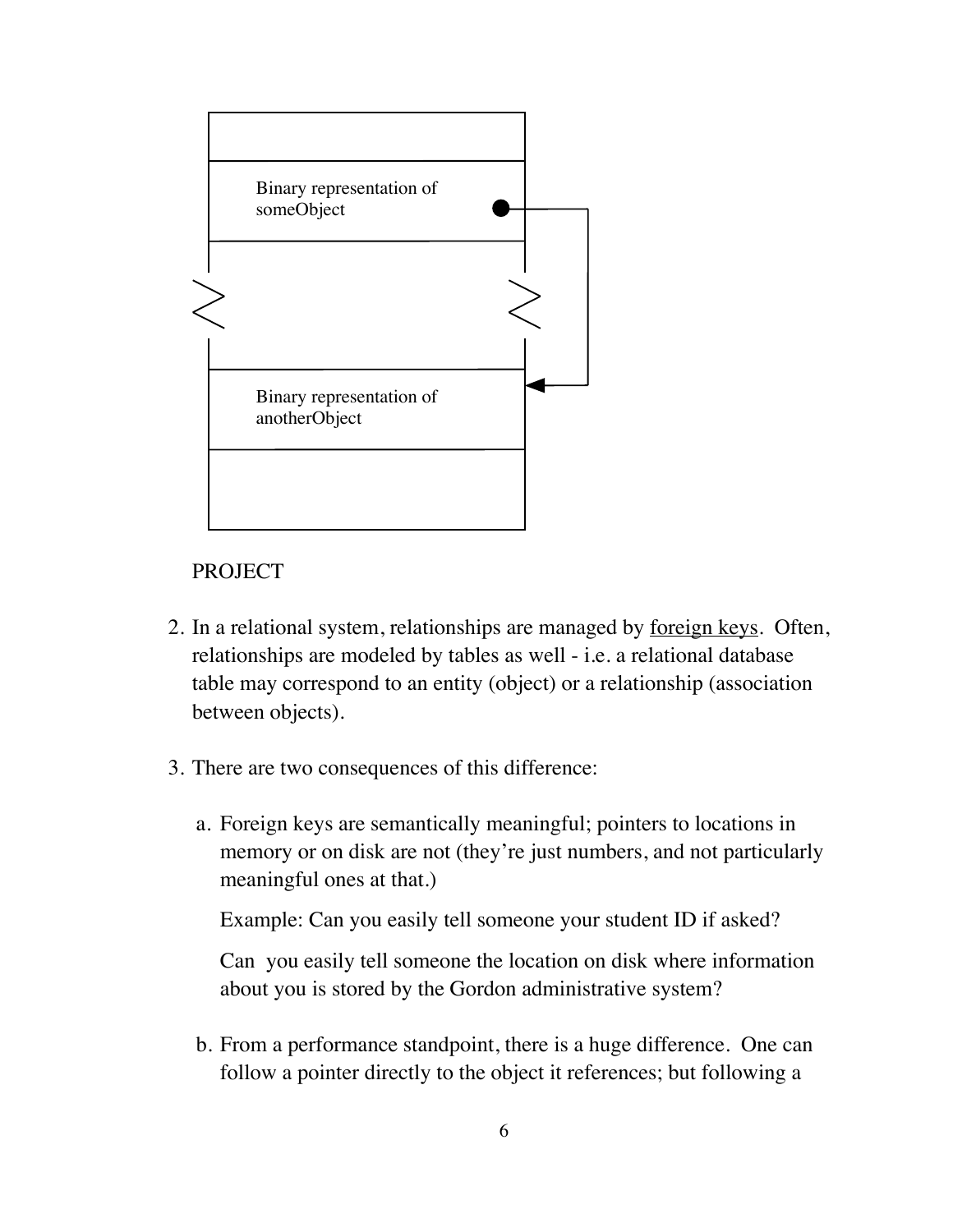Binary representation of someObject

Binary representation of anotherObject

PROJECT

2. In a relational system, relationships are managed by <u>foreign keys</u>. Often, relationships are modeled by tables as well - i.e. a relational database table may correspond to an entity (object) or a relationship (association between objects).

3. There are two consequences of this difference:

   a. Foreign keys are semantically meaningful; pointers to locations in memory or on disk are not (they're just numbers, and not particularly meaningful ones at that.)

      Example: Can you easily tell someone your student ID if asked?

      Can you easily tell someone the location on disk where information about you is stored by the Gordon administrative system?

   b. From a performance standpoint, there is a huge difference. One can follow a pointer directly to the object it references; but following a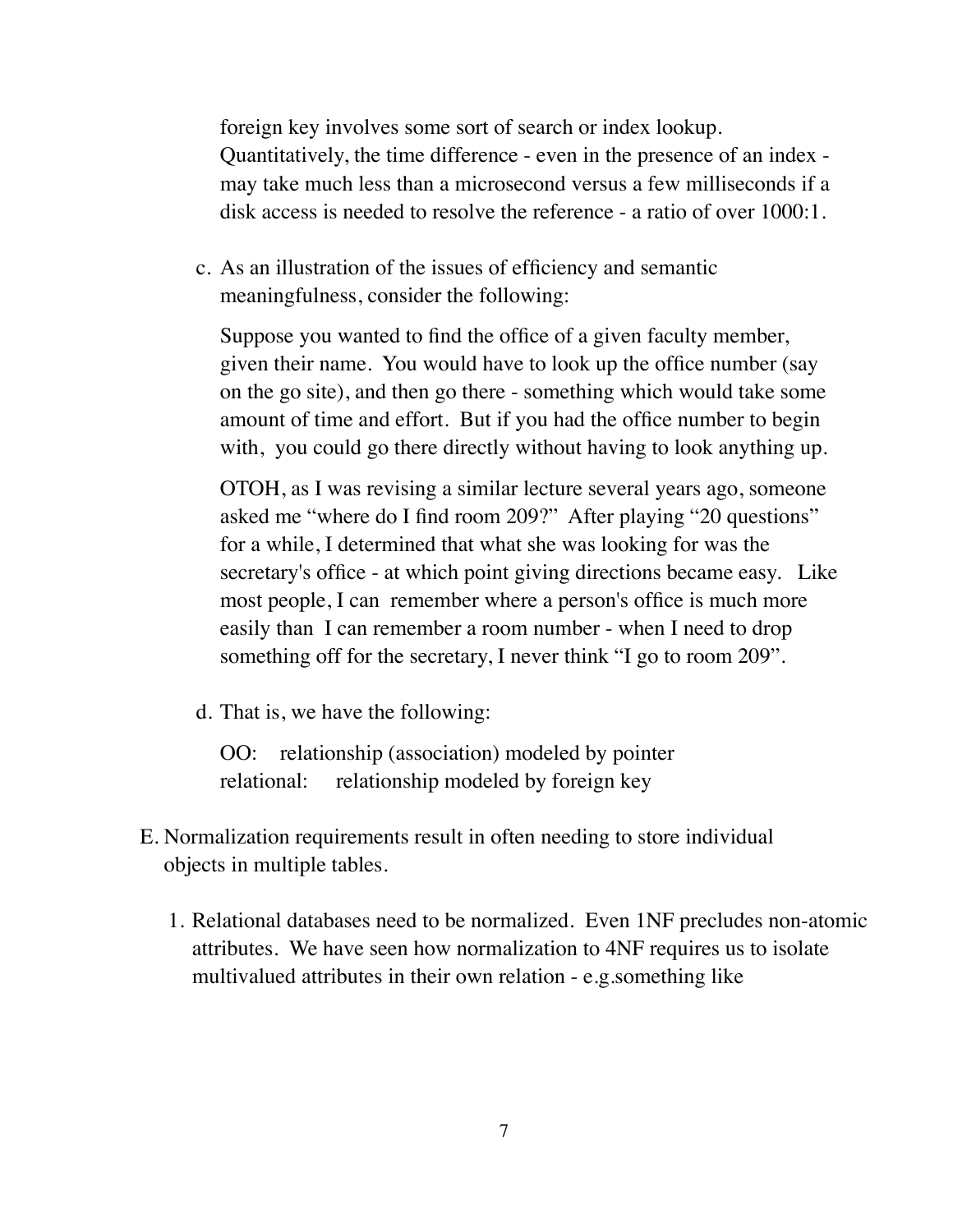foreign key involves some sort of search or index lookup. Quantitatively, the time difference - even in the presence of an index - may take much less than a microsecond versus a few milliseconds if a disk access is needed to resolve the reference - a ratio of over 1000:1.

c. As an illustration of the issues of efficiency and semantic meaningfulness, consider the following:

   Suppose you wanted to find the office of a given faculty member, given their name. You would have to look up the office number (say on the go site), and then go there - something which would take some amount of time and effort. But if you had the office number to begin with, you could go there directly without having to look anything up.

   OTOH, as I was revising a similar lecture several years ago, someone asked me "where do I find room 209?" After playing "20 questions" for a while, I determined that what she was looking for was the secretary's office - at which point giving directions became easy. Like most people, I can remember where a person's office is much more easily than I can remember a room number - when I need to drop something off for the secretary, I never think "I go to room 209".

d. That is, we have the following:

   OO: relationship (association) modeled by pointer
   relational: relationship modeled by foreign key

E. Normalization requirements result in often needing to store individual objects in multiple tables.

   1. Relational databases need to be normalized. Even 1NF precludes non-atomic attributes. We have seen how normalization to 4NF requires us to isolate multivalued attributes in their own relation - e.g.something like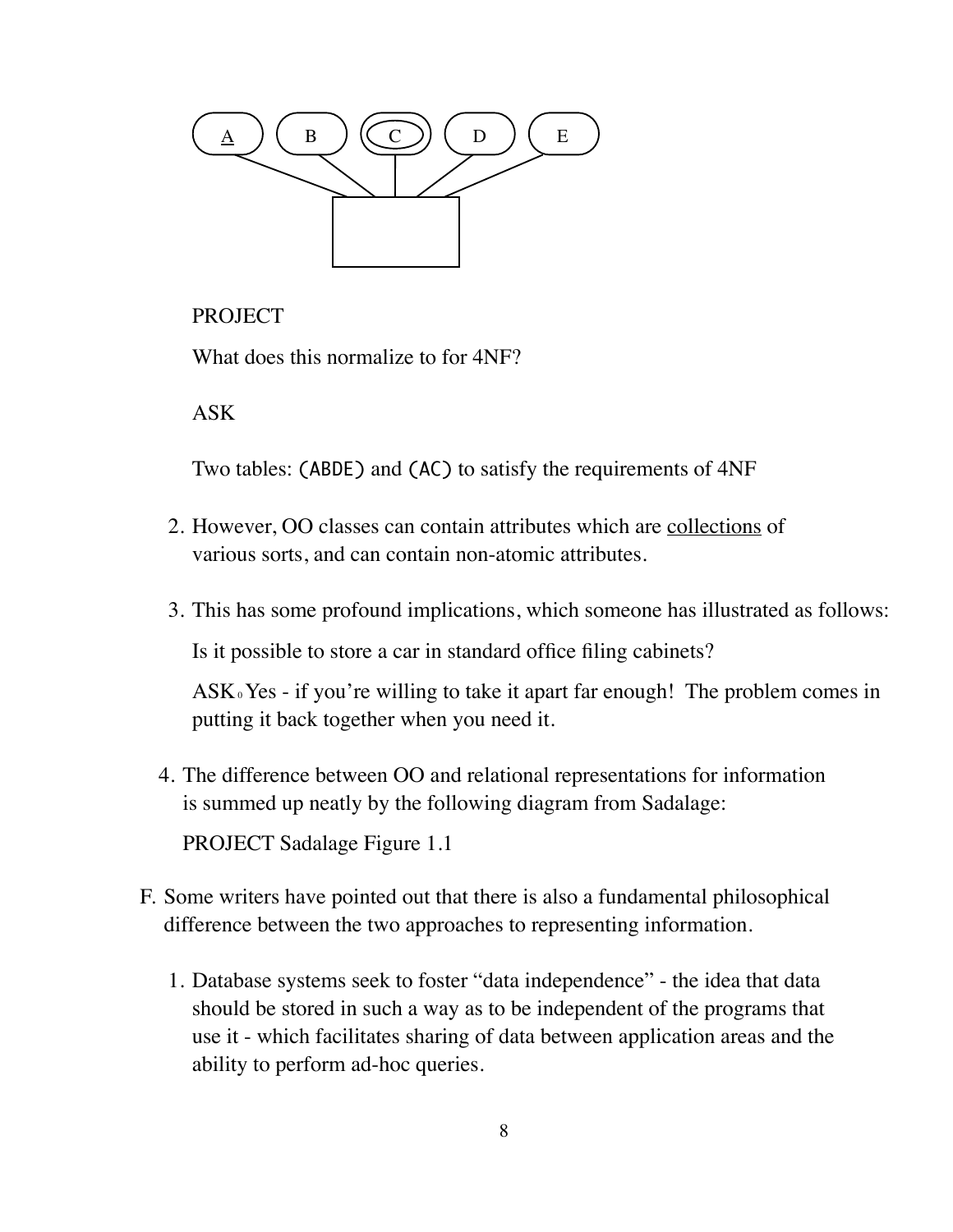PROJECT

What does this normalize to for 4NF?

ASK

Two tables: (ABDE) and (AC) to satisfy the requirements of 4NF

2. However, OO classes can contain attributes which are collections of various sorts, and can contain non-atomic attributes.

3. This has some profound implications, which someone has illustrated as follows:

   Is it possible to store a car in standard office filing cabinets?

   ASK Yes - if you're willing to take it apart far enough! The problem comes in putting it back together when you need it.

4. The difference between OO and relational representations for information is summed up neatly by the following diagram from Sadalage:

   PROJECT Sadalage Figure 1.1

F. Some writers have pointed out that there is also a fundamental philosophical difference between the two approaches to representing information.

   1. Database systems seek to foster "data independence" - the idea that data should be stored in such a way as to be independent of the programs that use it - which facilitates sharing of data between application areas and the ability to perform ad-hoc queries.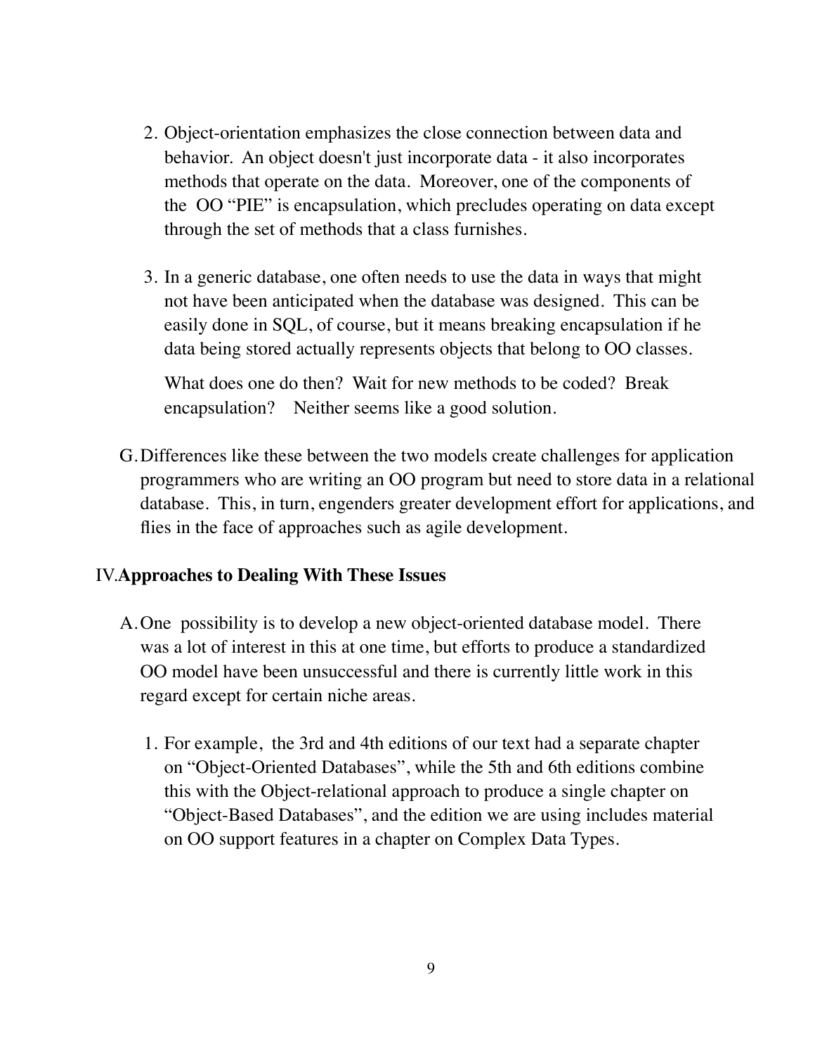2. Object-orientation emphasizes the close connection between data and behavior. An object doesn't just incorporate data - it also incorporates methods that operate on the data. Moreover, one of the components of the OO "PIE" is encapsulation, which precludes operating on data except through the set of methods that a class furnishes.

3. In a generic database, one often needs to use the data in ways that might not have been anticipated when the database was designed. This can be easily done in SQL, of course, but it means breaking encapsulation if he data being stored actually represents objects that belong to OO classes.

   What does one do then? Wait for new methods to be coded? Break encapsulation? Neither seems like a good solution.

G. Differences like these between the two models create challenges for application programmers who are writing an OO program but need to store data in a relational database. This, in turn, engenders greater development effort for applications, and flies in the face of approaches such as agile development.

## IV. Approaches to Dealing With These Issues

A. One possibility is to develop a new object-oriented database model. There was a lot of interest in this at one time, but efforts to produce a standardized OO model have been unsuccessful and there is currently little work in this regard except for certain niche areas.

1. For example, the 3rd and 4th editions of our text had a separate chapter on "Object-Oriented Databases", while the 5th and 6th editions combine this with the Object-relational approach to produce a single chapter on "Object-Based Databases", and the edition we are using includes material on OO support features in a chapter on Complex Data Types.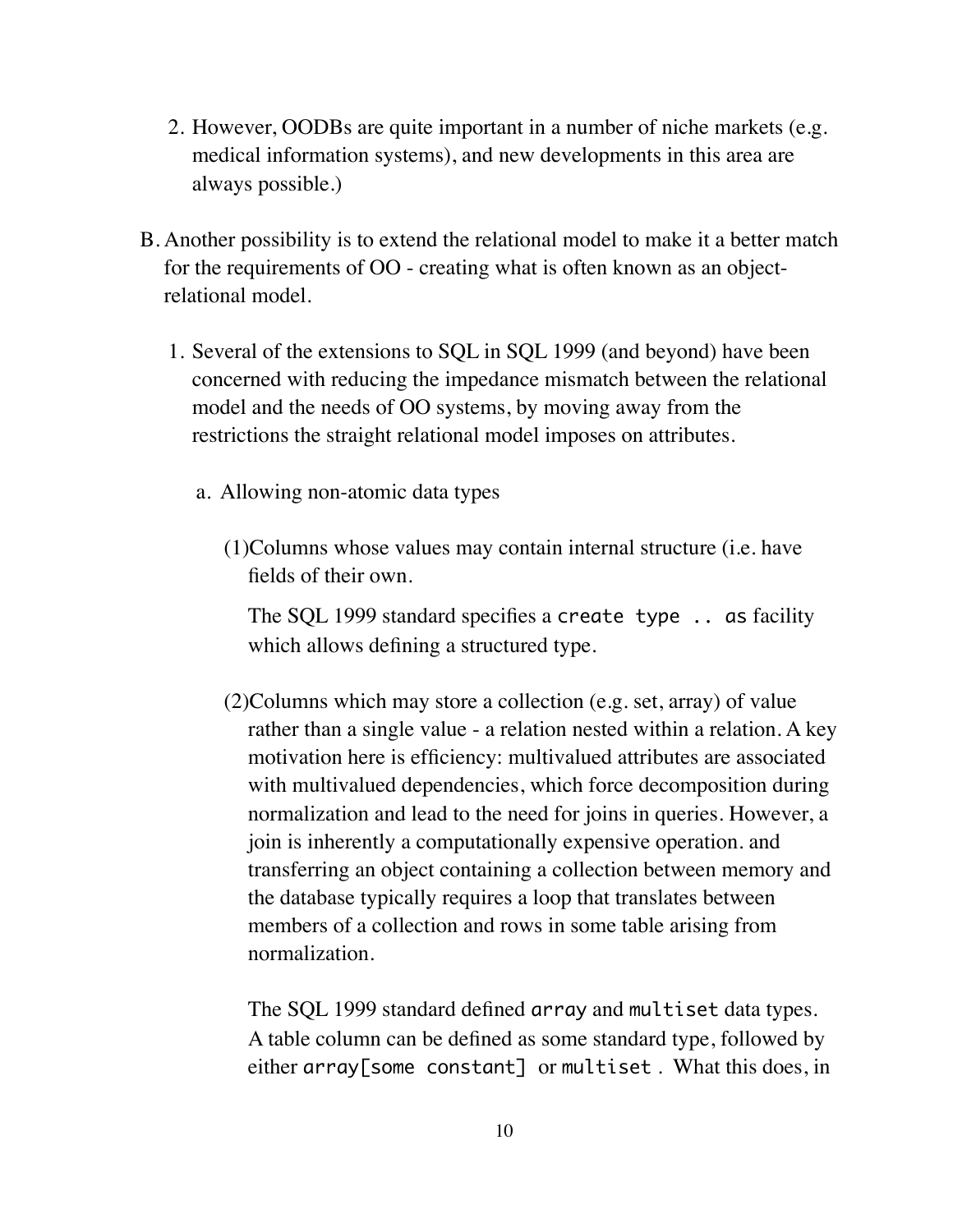2. However, OODBs are quite important in a number of niche markets (e.g. medical information systems), and new developments in this area are always possible.)

B. Another possibility is to extend the relational model to make it a better match for the requirements of OO - creating what is often known as an object-relational model.

1. Several of the extensions to SQL in SQL 1999 (and beyond) have been concerned with reducing the impedance mismatch between the relational model and the needs of OO systems, by moving away from the restrictions the straight relational model imposes on attributes.

   a. Allowing non-atomic data types

      (1) Columns whose values may contain internal structure (i.e. have fields of their own.

      The SQL 1999 standard specifies a `create type .. as` facility which allows defining a structured type.

      (2) Columns which may store a collection (e.g. set, array) of value rather than a single value - a relation nested within a relation. A key motivation here is efficiency: multivalued attributes are associated with multivalued dependencies, which force decomposition during normalization and lead to the need for joins in queries. However, a join is inherently a computationally expensive operation. and transferring an object containing a collection between memory and the database typically requires a loop that translates between members of a collection and rows in some table arising from normalization.

      The SQL 1999 standard defined `array` and `multiset` data types. A table column can be defined as some standard type, followed by either `array[some constant]` or `multiset` . What this does, in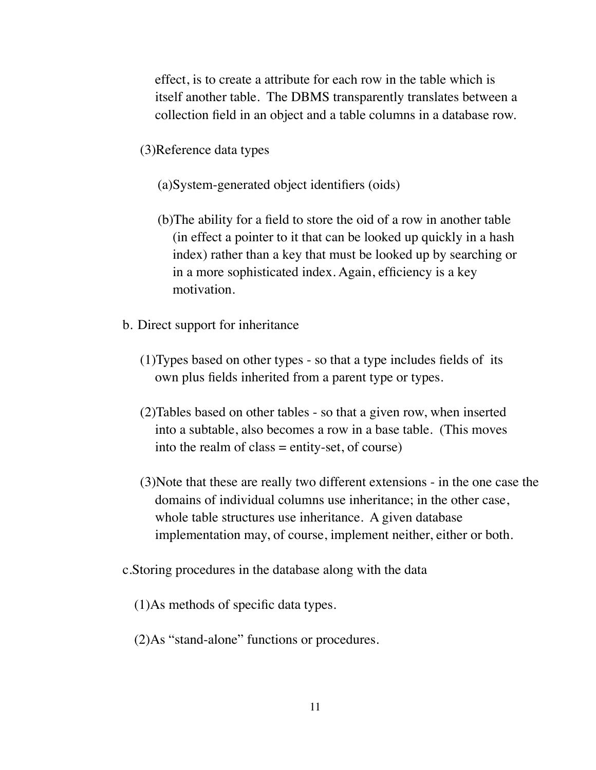effect, is to create a attribute for each row in the table which is itself another table. The DBMS transparently translates between a collection field in an object and a table columns in a database row.

(3)Reference data types

(a)System-generated object identifiers (oids)

(b)The ability for a field to store the oid of a row in another table (in effect a pointer to it that can be looked up quickly in a hash index) rather than a key that must be looked up by searching or in a more sophisticated index. Again, efficiency is a key motivation.

b. Direct support for inheritance

(1)Types based on other types - so that a type includes fields of its own plus fields inherited from a parent type or types.

(2)Tables based on other tables - so that a given row, when inserted into a subtable, also becomes a row in a base table. (This moves into the realm of class = entity-set, of course)

(3)Note that these are really two different extensions - in the one case the domains of individual columns use inheritance; in the other case, whole table structures use inheritance. A given database implementation may, of course, implement neither, either or both.

c.Storing procedures in the database along with the data

(1)As methods of specific data types.

(2)As "stand-alone" functions or procedures.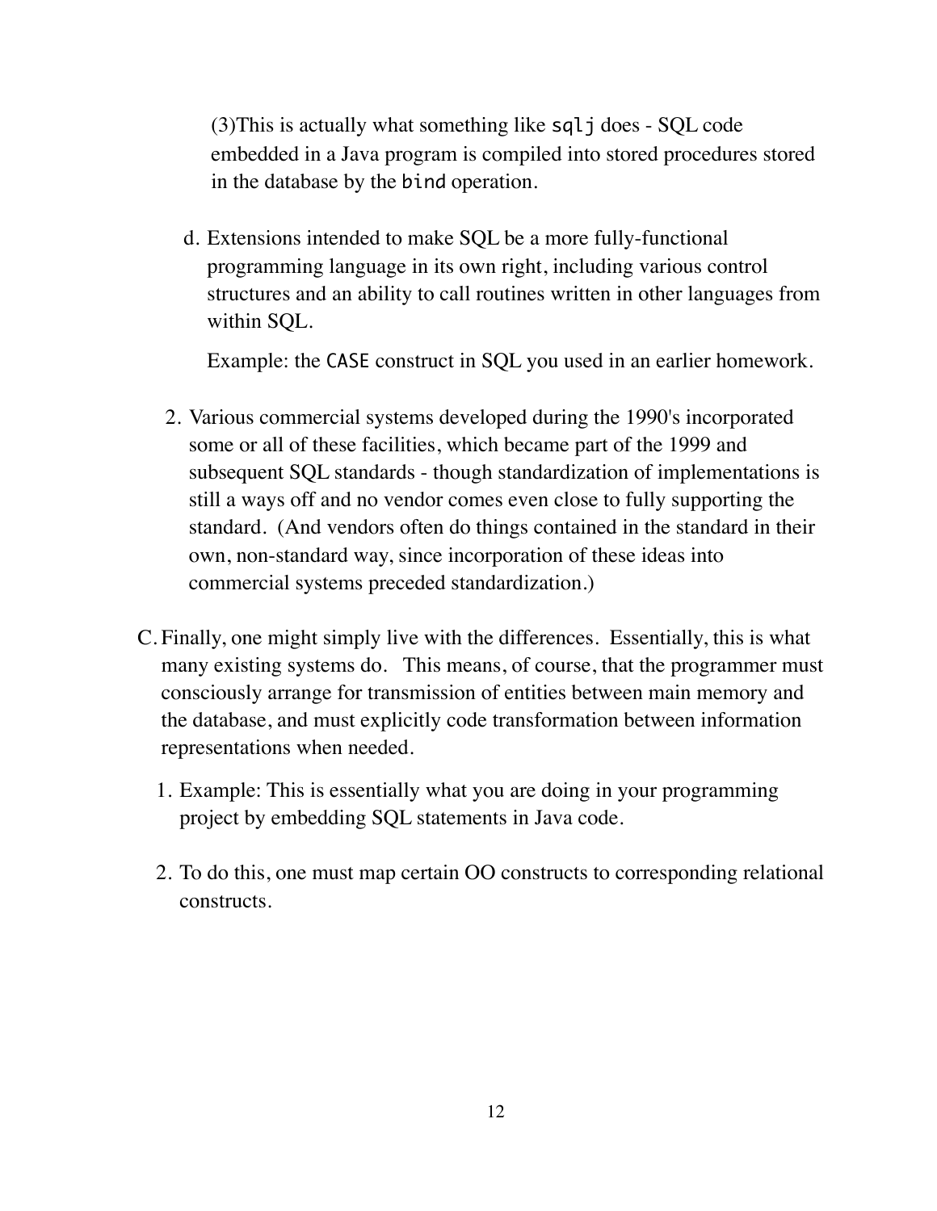(3)This is actually what something like `sqlj` does - SQL code embedded in a Java program is compiled into stored procedures stored in the database by the `bind` operation.

d. Extensions intended to make SQL be a more fully-functional programming language in its own right, including various control structures and an ability to call routines written in other languages from within SQL.

   Example: the `CASE` construct in SQL you used in an earlier homework.

2. Various commercial systems developed during the 1990's incorporated some or all of these facilities, which became part of the 1999 and subsequent SQL standards - though standardization of implementations is still a ways off and no vendor comes even close to fully supporting the standard. (And vendors often do things contained in the standard in their own, non-standard way, since incorporation of these ideas into commercial systems preceded standardization.)

C. Finally, one might simply live with the differences. Essentially, this is what many existing systems do. This means, of course, that the programmer must consciously arrange for transmission of entities between main memory and the database, and must explicitly code transformation between information representations when needed.

1. Example: This is essentially what you are doing in your programming project by embedding SQL statements in Java code.

2. To do this, one must map certain OO constructs to corresponding relational constructs.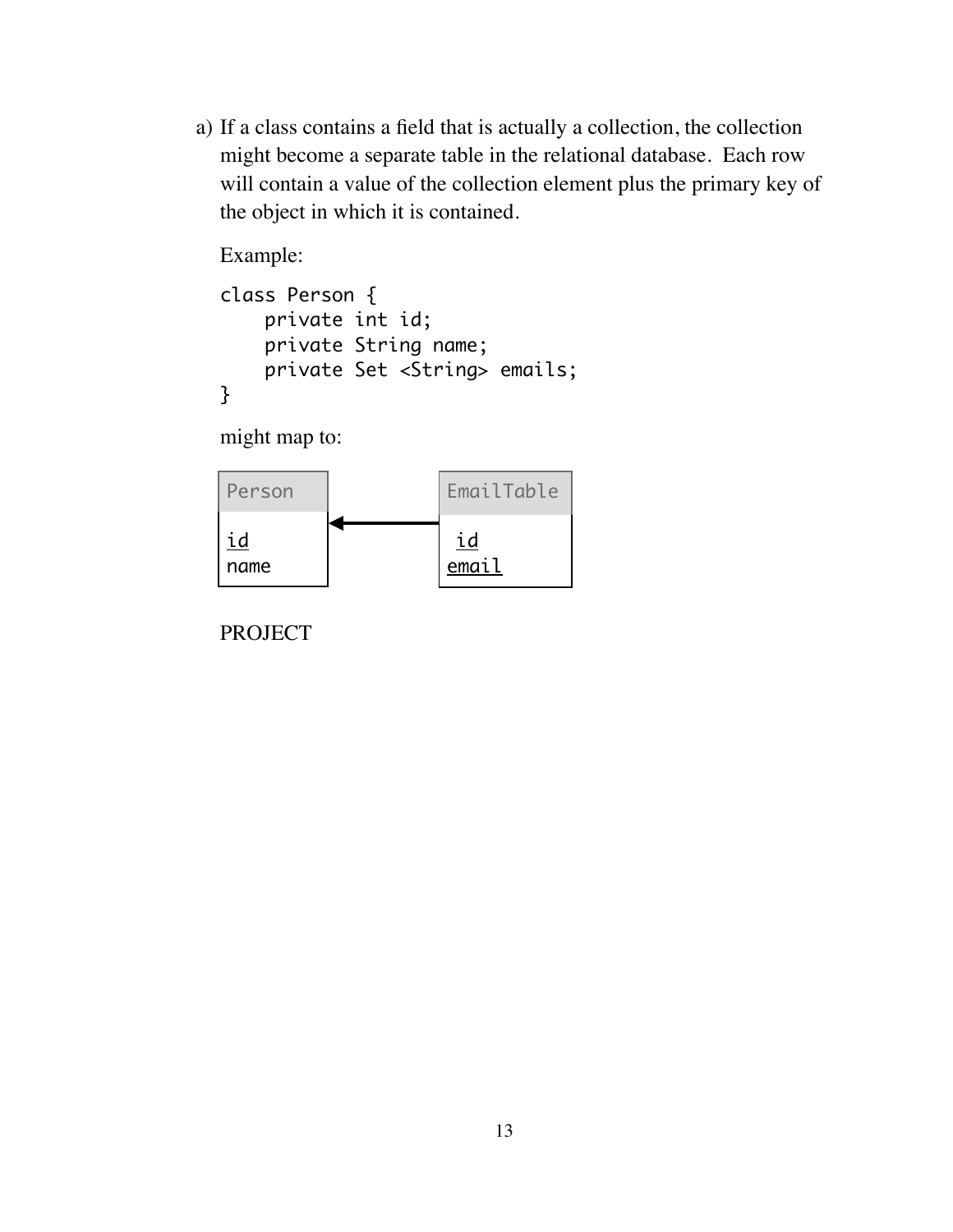a) If a class contains a field that is actually a collection, the collection might become a separate table in the relational database. Each row will contain a value of the collection element plus the primary key of the object in which it is contained.

   Example:

```
class Person {
    private int id;
    private String name;
    private Set <String> emails;
}
```

   might map to:

| Person |
| --- |
| <u>id</u> |
| name |

← 

| EmailTable |
| --- |
| <u>id</u> |
| <u>email</u> |

   PROJECT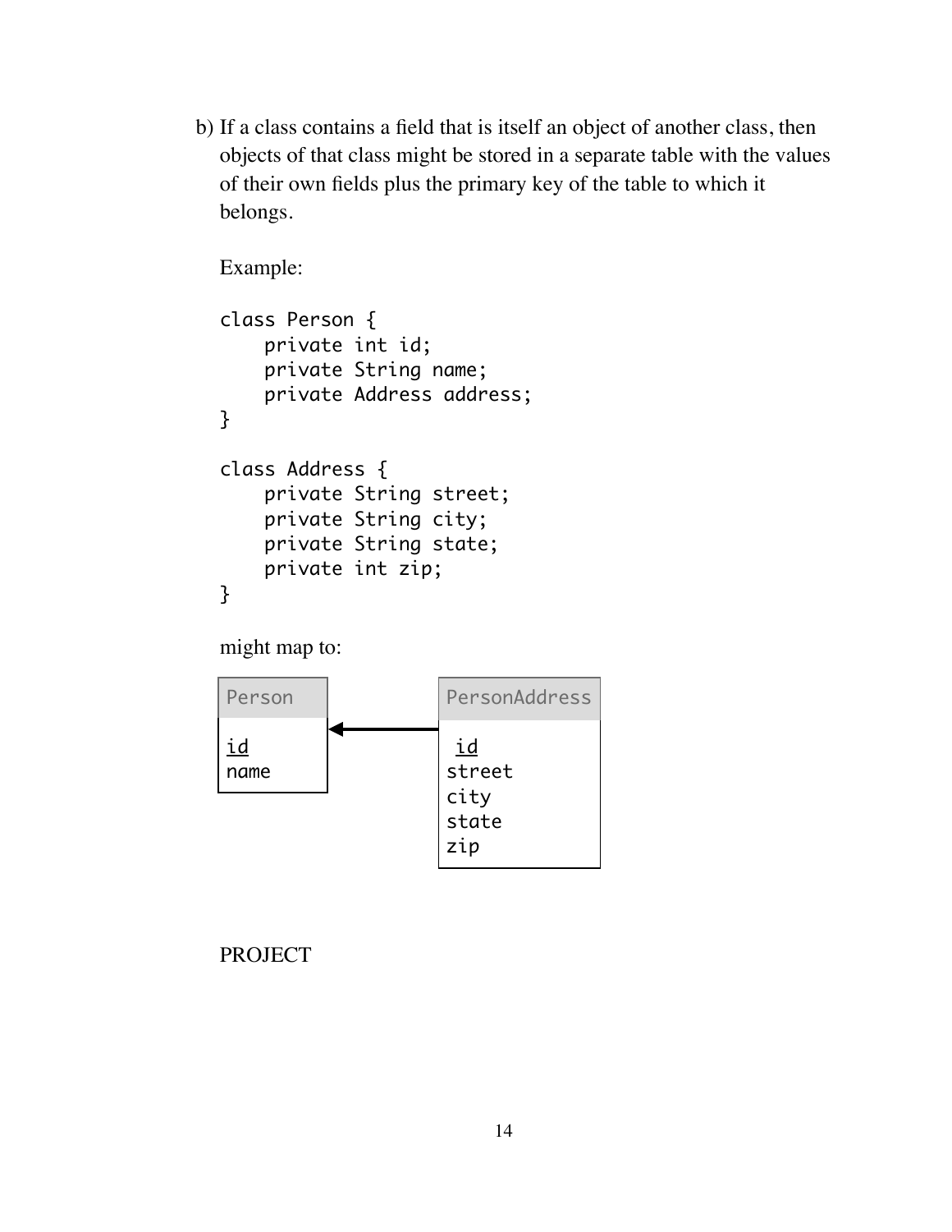b) If a class contains a field that is itself an object of another class, then objects of that class might be stored in a separate table with the values of their own fields plus the primary key of the table to which it belongs.

Example:

```
class Person {
    private int id;
    private String name;
    private Address address;
}

class Address {
    private String street;
    private String city;
    private String state;
    private int zip;
}
```

might map to:

```
Person            PersonAddress
-------           -------------
id       <----    id
name              street
                  city
                  state
                  zip
```

PROJECT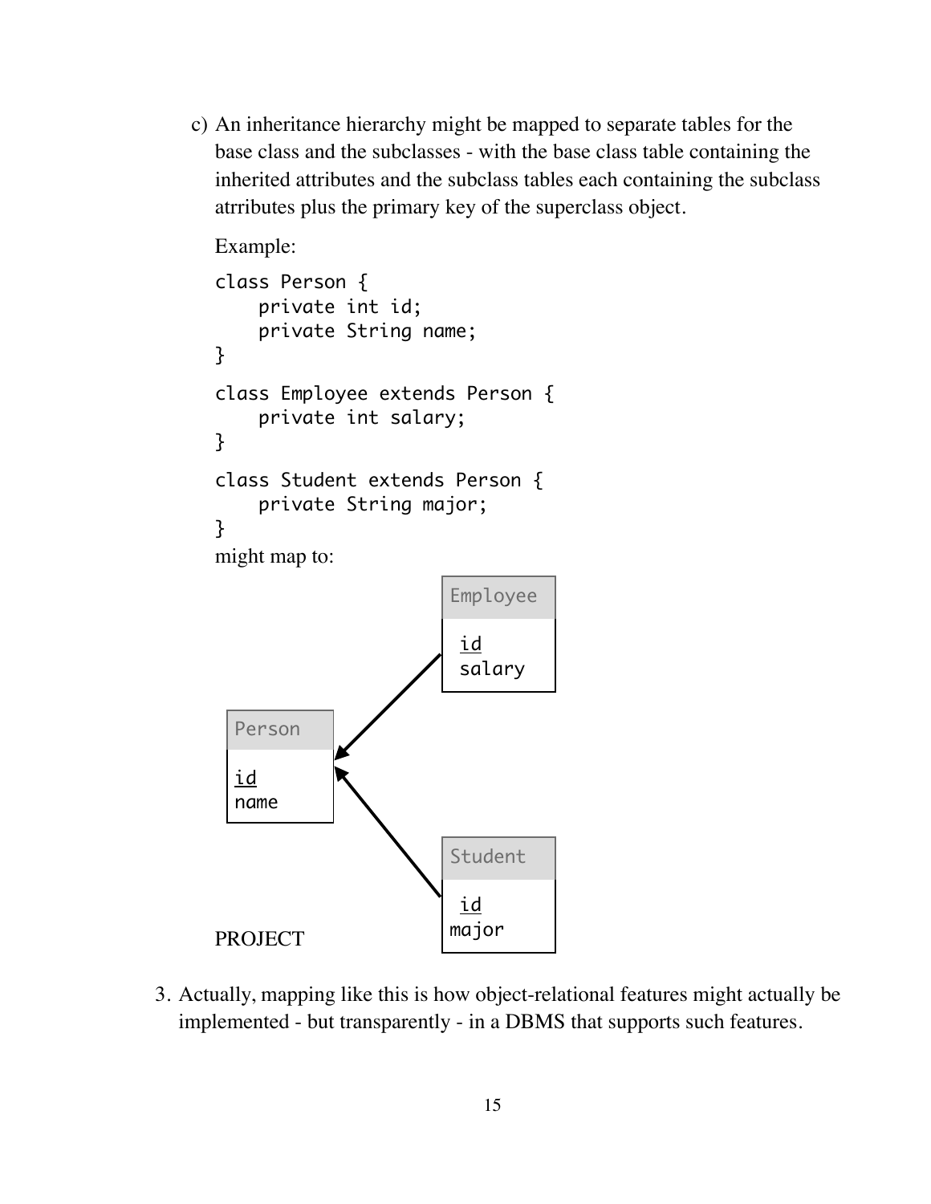c) An inheritance hierarchy might be mapped to separate tables for the base class and the subclasses - with the base class table containing the inherited attributes and the subclass tables each containing the subclass atrributes plus the primary key of the superclass object.

Example:

```
class Person {
    private int id;
    private String name;
}

class Employee extends Person {
    private int salary;
}

class Student extends Person {
    private String major;
}
```

might map to:

Employee
id
salary

Person
id
name

Student
id
major

PROJECT

3. Actually, mapping like this is how object-relational features might actually be implemented - but transparently - in a DBMS that supports such features.